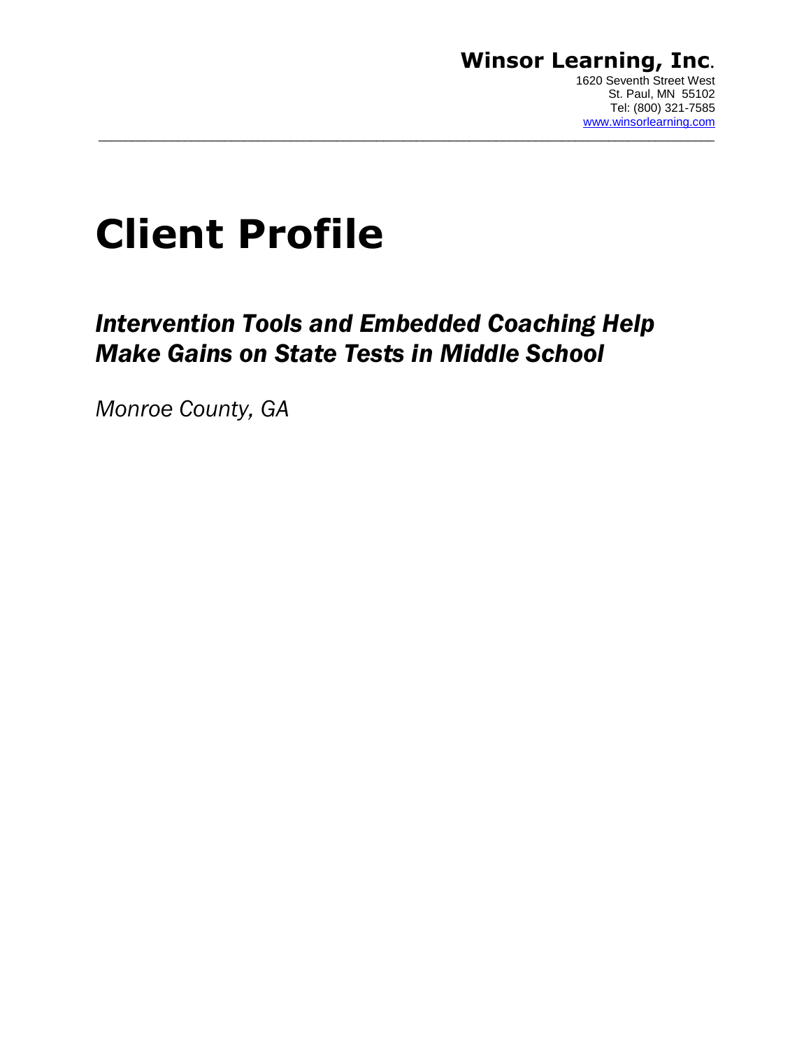**Winsor Learning, Inc.**

1620 Seventh Street West
St. Paul, MN 55102
Tel: (800) 321-7585
www.winsorlearning.com

---

# Client Profile

## *Intervention Tools and Embedded Coaching Help Make Gains on State Tests in Middle School*

*Monroe County, GA*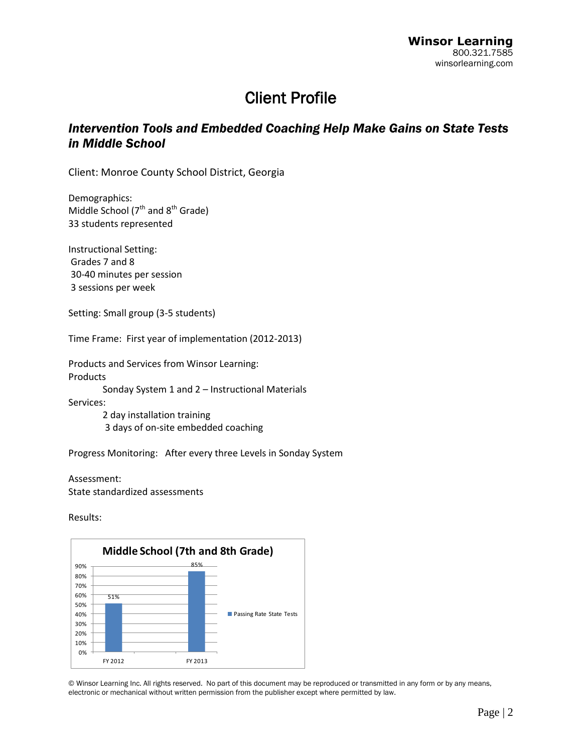Winsor Learning
800.321.7585
winsorlearning.com

# Client Profile

## *Intervention Tools and Embedded Coaching Help Make Gains on State Tests in Middle School*

Client: Monroe County School District, Georgia

Demographics:
Middle School (7th and 8th Grade)
33 students represented

Instructional Setting:
Grades 7 and 8
30-40 minutes per session
3 sessions per week

Setting: Small group (3-5 students)

Time Frame: First year of implementation (2012-2013)

Products and Services from Winsor Learning:
Products
Sonday System 1 and 2 – Instructional Materials
Services:
2 day installation training
3 days of on-site embedded coaching

Progress Monitoring: After every three Levels in Sonday System

Assessment:
State standardized assessments

Results:

Middle School (7th and 8th Grade)
90%
80%
70%
60%
50%
40%
30%
20%
10%
0%
51%
85%
FY 2012
FY 2013
Passing Rate State Tests

© Winsor Learning Inc. All rights reserved. No part of this document may be reproduced or transmitted in any form or by any means, electronic or mechanical without written permission from the publisher except where permitted by law.